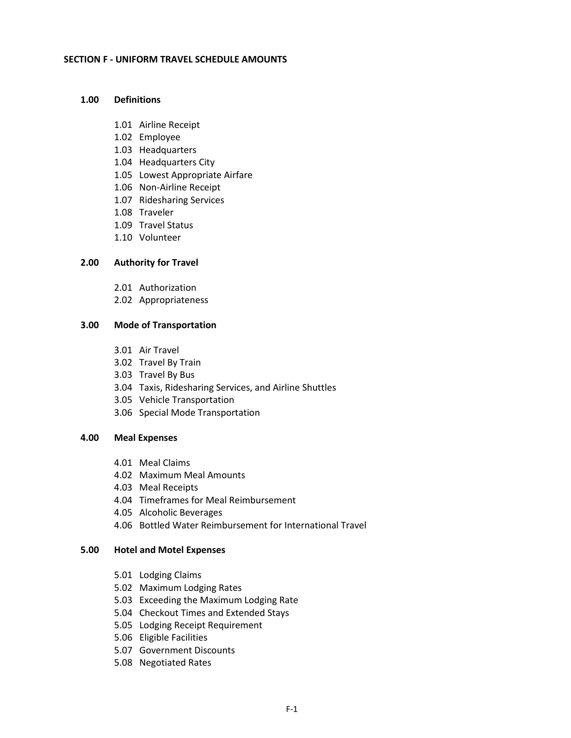# SECTION F - UNIFORM TRAVEL SCHEDULE AMOUNTS

## 1.00 Definitions

- 1.01 Airline Receipt
- 1.02 Employee
- 1.03 Headquarters
- 1.04 Headquarters City
- 1.05 Lowest Appropriate Airfare
- 1.06 Non-Airline Receipt
- 1.07 Ridesharing Services
- 1.08 Traveler
- 1.09 Travel Status
- 1.10 Volunteer

## 2.00 Authority for Travel

- 2.01 Authorization
- 2.02 Appropriateness

## 3.00 Mode of Transportation

- 3.01 Air Travel
- 3.02 Travel By Train
- 3.03 Travel By Bus
- 3.04 Taxis, Ridesharing Services, and Airline Shuttles
- 3.05 Vehicle Transportation
- 3.06 Special Mode Transportation

## 4.00 Meal Expenses

- 4.01 Meal Claims
- 4.02 Maximum Meal Amounts
- 4.03 Meal Receipts
- 4.04 Timeframes for Meal Reimbursement
- 4.05 Alcoholic Beverages
- 4.06 Bottled Water Reimbursement for International Travel

## 5.00 Hotel and Motel Expenses

- 5.01 Lodging Claims
- 5.02 Maximum Lodging Rates
- 5.03 Exceeding the Maximum Lodging Rate
- 5.04 Checkout Times and Extended Stays
- 5.05 Lodging Receipt Requirement
- 5.06 Eligible Facilities
- 5.07 Government Discounts
- 5.08 Negotiated Rates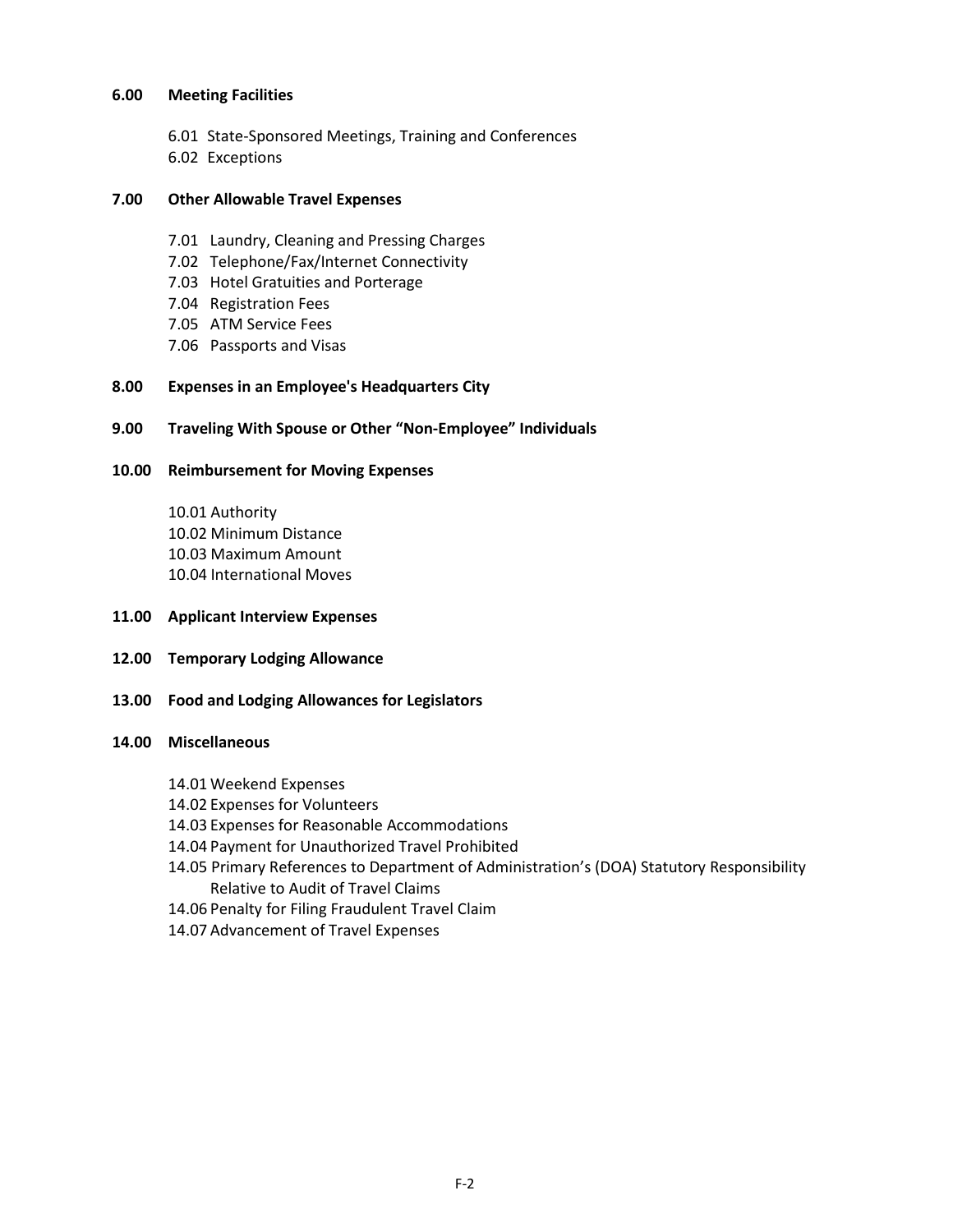**6.00 Meeting Facilities**

- 6.01 State-Sponsored Meetings, Training and Conferences
- 6.02 Exceptions

**7.00 Other Allowable Travel Expenses**

- 7.01 Laundry, Cleaning and Pressing Charges
- 7.02 Telephone/Fax/Internet Connectivity
- 7.03 Hotel Gratuities and Porterage
- 7.04 Registration Fees
- 7.05 ATM Service Fees
- 7.06 Passports and Visas

**8.00 Expenses in an Employee's Headquarters City**

**9.00 Traveling With Spouse or Other "Non-Employee" Individuals**

**10.00 Reimbursement for Moving Expenses**

- 10.01 Authority
- 10.02 Minimum Distance
- 10.03 Maximum Amount
- 10.04 International Moves

**11.00 Applicant Interview Expenses**

**12.00 Temporary Lodging Allowance**

**13.00 Food and Lodging Allowances for Legislators**

**14.00 Miscellaneous**

- 14.01 Weekend Expenses
- 14.02 Expenses for Volunteers
- 14.03 Expenses for Reasonable Accommodations
- 14.04 Payment for Unauthorized Travel Prohibited
- 14.05 Primary References to Department of Administration's (DOA) Statutory Responsibility Relative to Audit of Travel Claims
- 14.06 Penalty for Filing Fraudulent Travel Claim
- 14.07 Advancement of Travel Expenses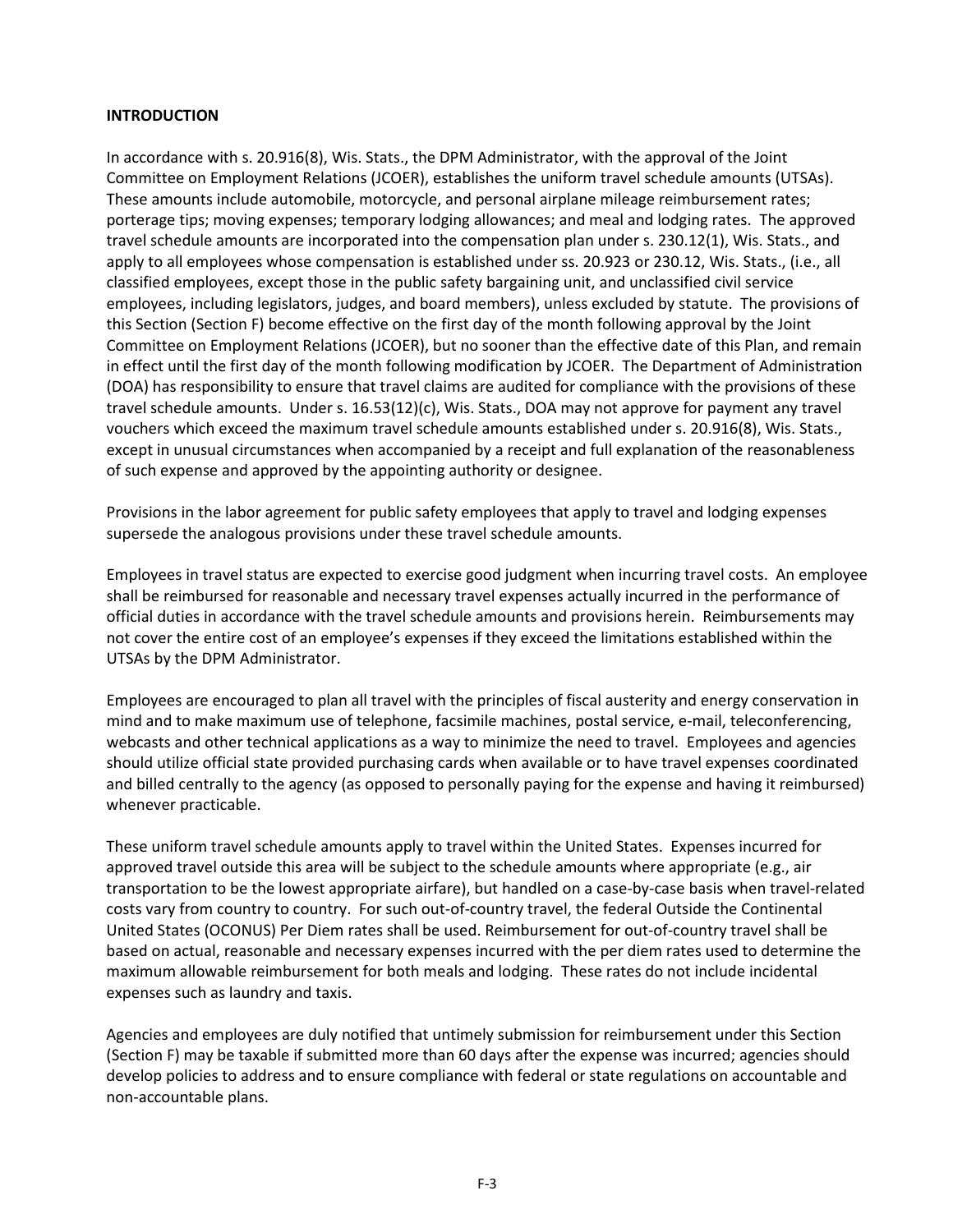## INTRODUCTION

In accordance with s. 20.916(8), Wis. Stats., the DPM Administrator, with the approval of the Joint Committee on Employment Relations (JCOER), establishes the uniform travel schedule amounts (UTSAs). These amounts include automobile, motorcycle, and personal airplane mileage reimbursement rates; porterage tips; moving expenses; temporary lodging allowances; and meal and lodging rates. The approved travel schedule amounts are incorporated into the compensation plan under s. 230.12(1), Wis. Stats., and apply to all employees whose compensation is established under ss. 20.923 or 230.12, Wis. Stats., (i.e., all classified employees, except those in the public safety bargaining unit, and unclassified civil service employees, including legislators, judges, and board members), unless excluded by statute. The provisions of this Section (Section F) become effective on the first day of the month following approval by the Joint Committee on Employment Relations (JCOER), but no sooner than the effective date of this Plan, and remain in effect until the first day of the month following modification by JCOER. The Department of Administration (DOA) has responsibility to ensure that travel claims are audited for compliance with the provisions of these travel schedule amounts. Under s. 16.53(12)(c), Wis. Stats., DOA may not approve for payment any travel vouchers which exceed the maximum travel schedule amounts established under s. 20.916(8), Wis. Stats., except in unusual circumstances when accompanied by a receipt and full explanation of the reasonableness of such expense and approved by the appointing authority or designee.

Provisions in the labor agreement for public safety employees that apply to travel and lodging expenses supersede the analogous provisions under these travel schedule amounts.

Employees in travel status are expected to exercise good judgment when incurring travel costs. An employee shall be reimbursed for reasonable and necessary travel expenses actually incurred in the performance of official duties in accordance with the travel schedule amounts and provisions herein. Reimbursements may not cover the entire cost of an employee's expenses if they exceed the limitations established within the UTSAs by the DPM Administrator.

Employees are encouraged to plan all travel with the principles of fiscal austerity and energy conservation in mind and to make maximum use of telephone, facsimile machines, postal service, e-mail, teleconferencing, webcasts and other technical applications as a way to minimize the need to travel. Employees and agencies should utilize official state provided purchasing cards when available or to have travel expenses coordinated and billed centrally to the agency (as opposed to personally paying for the expense and having it reimbursed) whenever practicable.

These uniform travel schedule amounts apply to travel within the United States. Expenses incurred for approved travel outside this area will be subject to the schedule amounts where appropriate (e.g., air transportation to be the lowest appropriate airfare), but handled on a case-by-case basis when travel-related costs vary from country to country. For such out-of-country travel, the federal Outside the Continental United States (OCONUS) Per Diem rates shall be used. Reimbursement for out-of-country travel shall be based on actual, reasonable and necessary expenses incurred with the per diem rates used to determine the maximum allowable reimbursement for both meals and lodging. These rates do not include incidental expenses such as laundry and taxis.

Agencies and employees are duly notified that untimely submission for reimbursement under this Section (Section F) may be taxable if submitted more than 60 days after the expense was incurred; agencies should develop policies to address and to ensure compliance with federal or state regulations on accountable and non-accountable plans.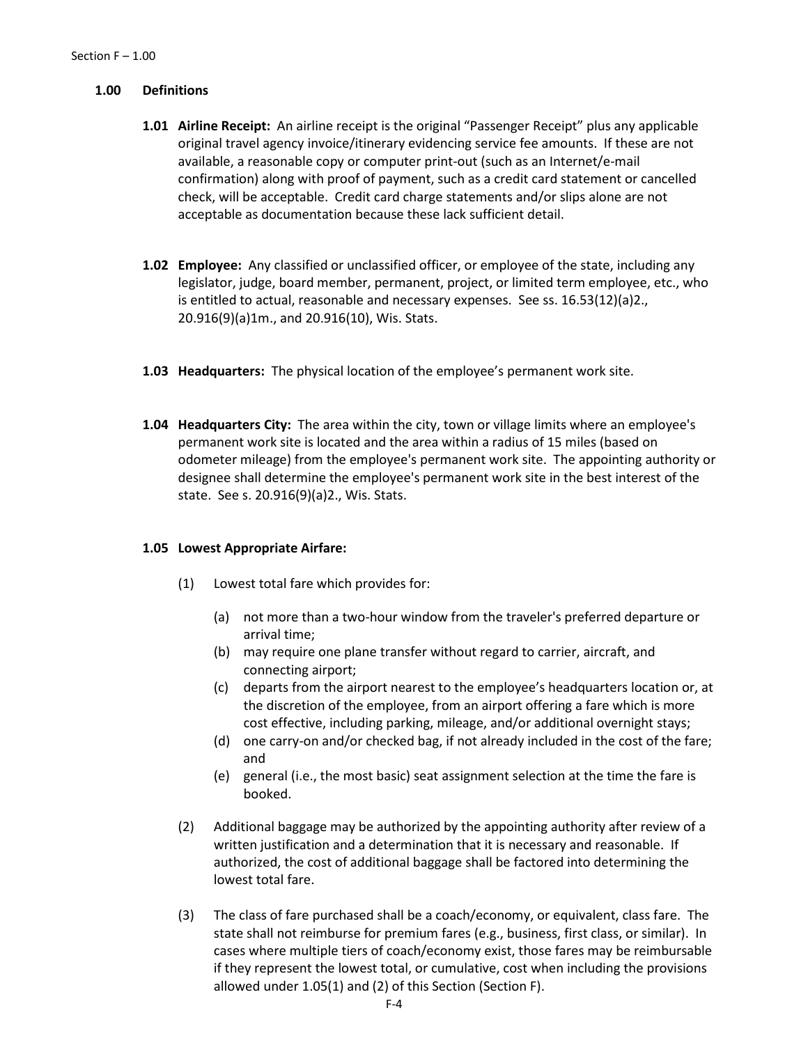## 1.00 Definitions

**1.01 Airline Receipt:** An airline receipt is the original "Passenger Receipt" plus any applicable original travel agency invoice/itinerary evidencing service fee amounts. If these are not available, a reasonable copy or computer print-out (such as an Internet/e-mail confirmation) along with proof of payment, such as a credit card statement or cancelled check, will be acceptable. Credit card charge statements and/or slips alone are not acceptable as documentation because these lack sufficient detail.

**1.02 Employee:** Any classified or unclassified officer, or employee of the state, including any legislator, judge, board member, permanent, project, or limited term employee, etc., who is entitled to actual, reasonable and necessary expenses. See ss. 16.53(12)(a)2., 20.916(9)(a)1m., and 20.916(10), Wis. Stats.

**1.03 Headquarters:** The physical location of the employee's permanent work site.

**1.04 Headquarters City:** The area within the city, town or village limits where an employee's permanent work site is located and the area within a radius of 15 miles (based on odometer mileage) from the employee's permanent work site. The appointing authority or designee shall determine the employee's permanent work site in the best interest of the state. See s. 20.916(9)(a)2., Wis. Stats.

**1.05 Lowest Appropriate Airfare:**

(1) Lowest total fare which provides for:

- (a) not more than a two-hour window from the traveler's preferred departure or arrival time;
- (b) may require one plane transfer without regard to carrier, aircraft, and connecting airport;
- (c) departs from the airport nearest to the employee's headquarters location or, at the discretion of the employee, from an airport offering a fare which is more cost effective, including parking, mileage, and/or additional overnight stays;
- (d) one carry-on and/or checked bag, if not already included in the cost of the fare; and
- (e) general (i.e., the most basic) seat assignment selection at the time the fare is booked.

(2) Additional baggage may be authorized by the appointing authority after review of a written justification and a determination that it is necessary and reasonable. If authorized, the cost of additional baggage shall be factored into determining the lowest total fare.

(3) The class of fare purchased shall be a coach/economy, or equivalent, class fare. The state shall not reimburse for premium fares (e.g., business, first class, or similar). In cases where multiple tiers of coach/economy exist, those fares may be reimbursable if they represent the lowest total, or cumulative, cost when including the provisions allowed under 1.05(1) and (2) of this Section (Section F).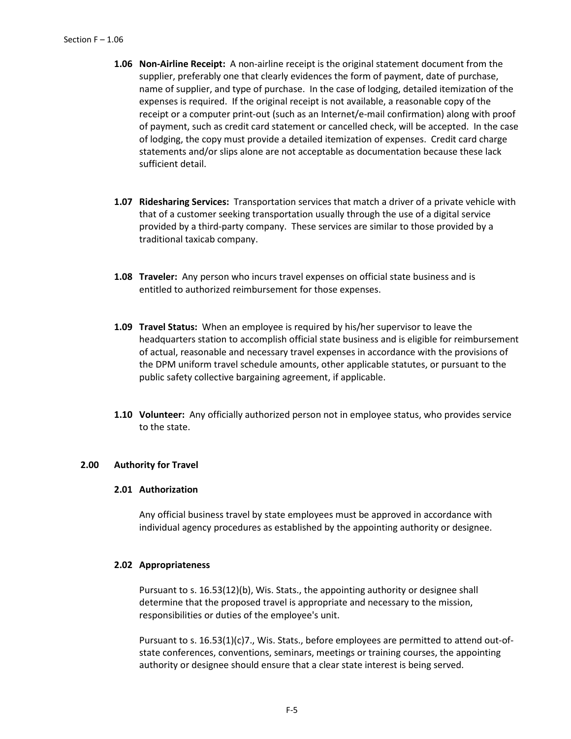**1.06 Non-Airline Receipt:** A non-airline receipt is the original statement document from the supplier, preferably one that clearly evidences the form of payment, date of purchase, name of supplier, and type of purchase. In the case of lodging, detailed itemization of the expenses is required. If the original receipt is not available, a reasonable copy of the receipt or a computer print-out (such as an Internet/e-mail confirmation) along with proof of payment, such as credit card statement or cancelled check, will be accepted. In the case of lodging, the copy must provide a detailed itemization of expenses. Credit card charge statements and/or slips alone are not acceptable as documentation because these lack sufficient detail.

**1.07 Ridesharing Services:** Transportation services that match a driver of a private vehicle with that of a customer seeking transportation usually through the use of a digital service provided by a third-party company. These services are similar to those provided by a traditional taxicab company.

**1.08 Traveler:** Any person who incurs travel expenses on official state business and is entitled to authorized reimbursement for those expenses.

**1.09 Travel Status:** When an employee is required by his/her supervisor to leave the headquarters station to accomplish official state business and is eligible for reimbursement of actual, reasonable and necessary travel expenses in accordance with the provisions of the DPM uniform travel schedule amounts, other applicable statutes, or pursuant to the public safety collective bargaining agreement, if applicable.

**1.10 Volunteer:** Any officially authorized person not in employee status, who provides service to the state.

## 2.00 Authority for Travel

### 2.01 Authorization

Any official business travel by state employees must be approved in accordance with individual agency procedures as established by the appointing authority or designee.

### 2.02 Appropriateness

Pursuant to s. 16.53(12)(b), Wis. Stats., the appointing authority or designee shall determine that the proposed travel is appropriate and necessary to the mission, responsibilities or duties of the employee's unit.

Pursuant to s. 16.53(1)(c)7., Wis. Stats., before employees are permitted to attend out-of-state conferences, conventions, seminars, meetings or training courses, the appointing authority or designee should ensure that a clear state interest is being served.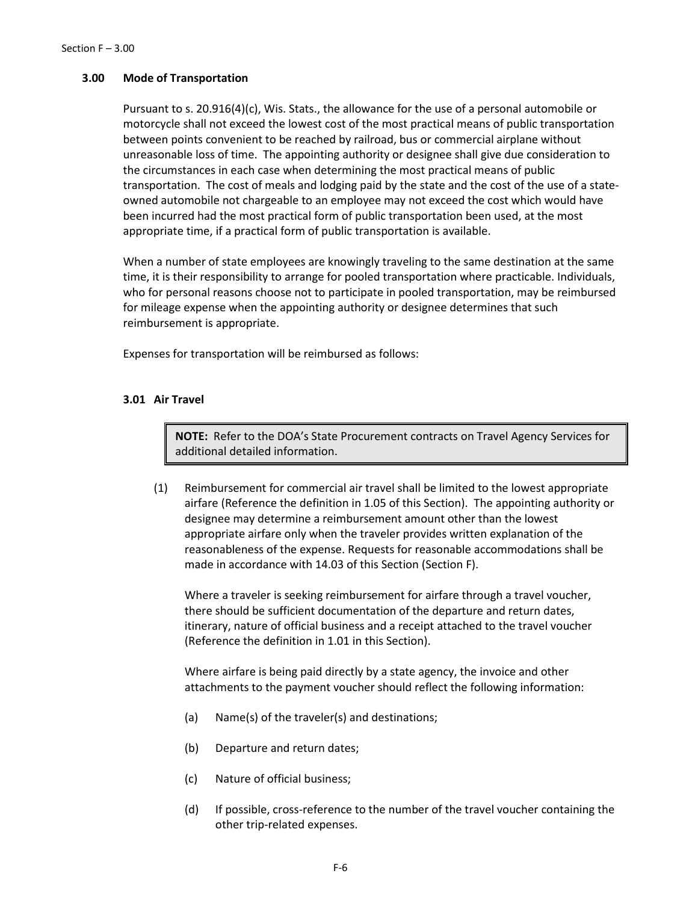### 3.00 Mode of Transportation

Pursuant to s. 20.916(4)(c), Wis. Stats., the allowance for the use of a personal automobile or motorcycle shall not exceed the lowest cost of the most practical means of public transportation between points convenient to be reached by railroad, bus or commercial airplane without unreasonable loss of time. The appointing authority or designee shall give due consideration to the circumstances in each case when determining the most practical means of public transportation. The cost of meals and lodging paid by the state and the cost of the use of a state-owned automobile not chargeable to an employee may not exceed the cost which would have been incurred had the most practical form of public transportation been used, at the most appropriate time, if a practical form of public transportation is available.

When a number of state employees are knowingly traveling to the same destination at the same time, it is their responsibility to arrange for pooled transportation where practicable. Individuals, who for personal reasons choose not to participate in pooled transportation, may be reimbursed for mileage expense when the appointing authority or designee determines that such reimbursement is appropriate.

Expenses for transportation will be reimbursed as follows:

#### 3.01 Air Travel

> **NOTE:** Refer to the DOA's State Procurement contracts on Travel Agency Services for additional detailed information.

(1) Reimbursement for commercial air travel shall be limited to the lowest appropriate airfare (Reference the definition in 1.05 of this Section). The appointing authority or designee may determine a reimbursement amount other than the lowest appropriate airfare only when the traveler provides written explanation of the reasonableness of the expense. Requests for reasonable accommodations shall be made in accordance with 14.03 of this Section (Section F).

Where a traveler is seeking reimbursement for airfare through a travel voucher, there should be sufficient documentation of the departure and return dates, itinerary, nature of official business and a receipt attached to the travel voucher (Reference the definition in 1.01 in this Section).

Where airfare is being paid directly by a state agency, the invoice and other attachments to the payment voucher should reflect the following information:

(a) Name(s) of the traveler(s) and destinations;

(b) Departure and return dates;

(c) Nature of official business;

(d) If possible, cross-reference to the number of the travel voucher containing the other trip-related expenses.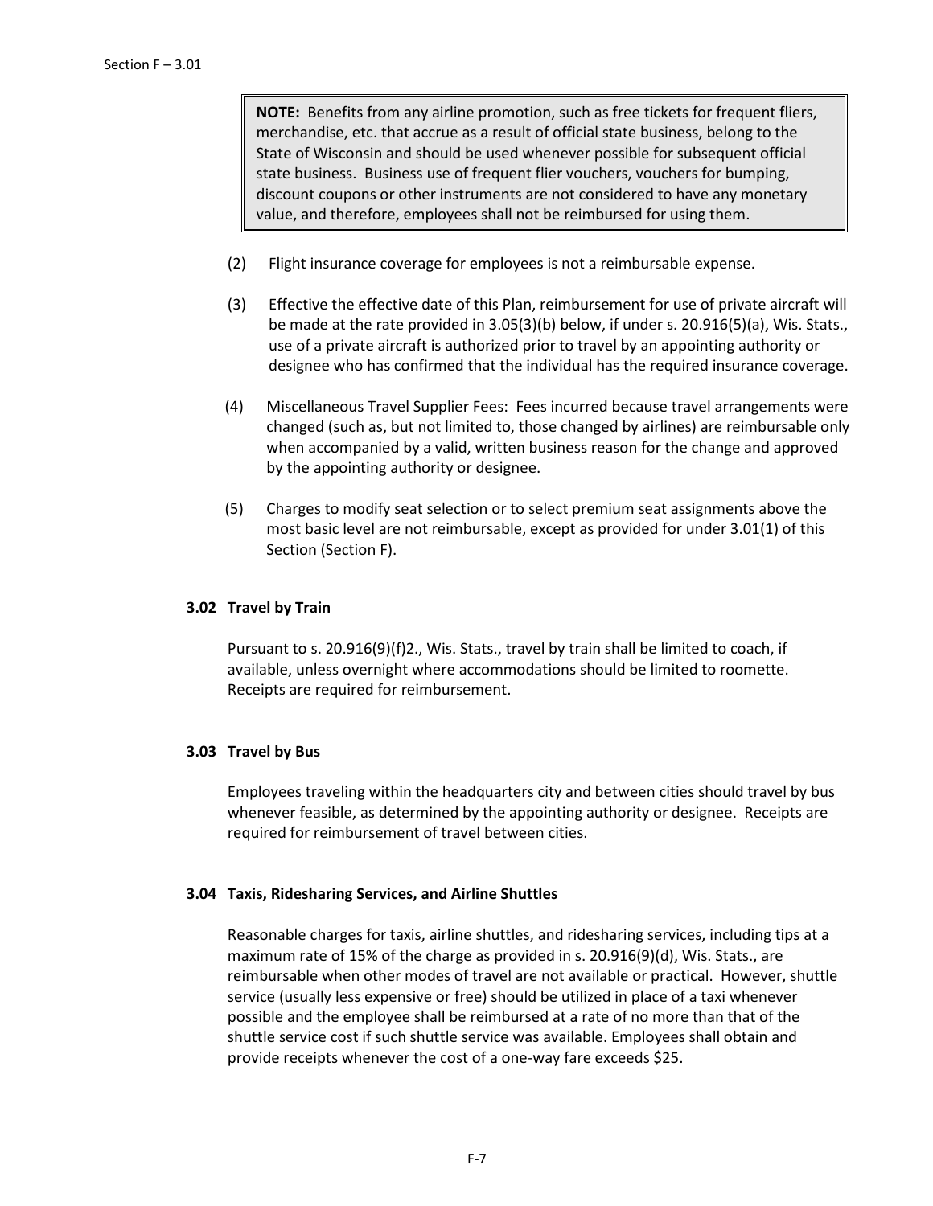> **NOTE:** Benefits from any airline promotion, such as free tickets for frequent fliers, merchandise, etc. that accrue as a result of official state business, belong to the State of Wisconsin and should be used whenever possible for subsequent official state business. Business use of frequent flier vouchers, vouchers for bumping, discount coupons or other instruments are not considered to have any monetary value, and therefore, employees shall not be reimbursed for using them.

(2) Flight insurance coverage for employees is not a reimbursable expense.

(3) Effective the effective date of this Plan, reimbursement for use of private aircraft will be made at the rate provided in 3.05(3)(b) below, if under s. 20.916(5)(a), Wis. Stats., use of a private aircraft is authorized prior to travel by an appointing authority or designee who has confirmed that the individual has the required insurance coverage.

(4) Miscellaneous Travel Supplier Fees: Fees incurred because travel arrangements were changed (such as, but not limited to, those changed by airlines) are reimbursable only when accompanied by a valid, written business reason for the change and approved by the appointing authority or designee.

(5) Charges to modify seat selection or to select premium seat assignments above the most basic level are not reimbursable, except as provided for under 3.01(1) of this Section (Section F).

### 3.02 Travel by Train

Pursuant to s. 20.916(9)(f)2., Wis. Stats., travel by train shall be limited to coach, if available, unless overnight where accommodations should be limited to roomette. Receipts are required for reimbursement.

### 3.03 Travel by Bus

Employees traveling within the headquarters city and between cities should travel by bus whenever feasible, as determined by the appointing authority or designee. Receipts are required for reimbursement of travel between cities.

### 3.04 Taxis, Ridesharing Services, and Airline Shuttles

Reasonable charges for taxis, airline shuttles, and ridesharing services, including tips at a maximum rate of 15% of the charge as provided in s. 20.916(9)(d), Wis. Stats., are reimbursable when other modes of travel are not available or practical. However, shuttle service (usually less expensive or free) should be utilized in place of a taxi whenever possible and the employee shall be reimbursed at a rate of no more than that of the shuttle service cost if such shuttle service was available. Employees shall obtain and provide receipts whenever the cost of a one-way fare exceeds $25.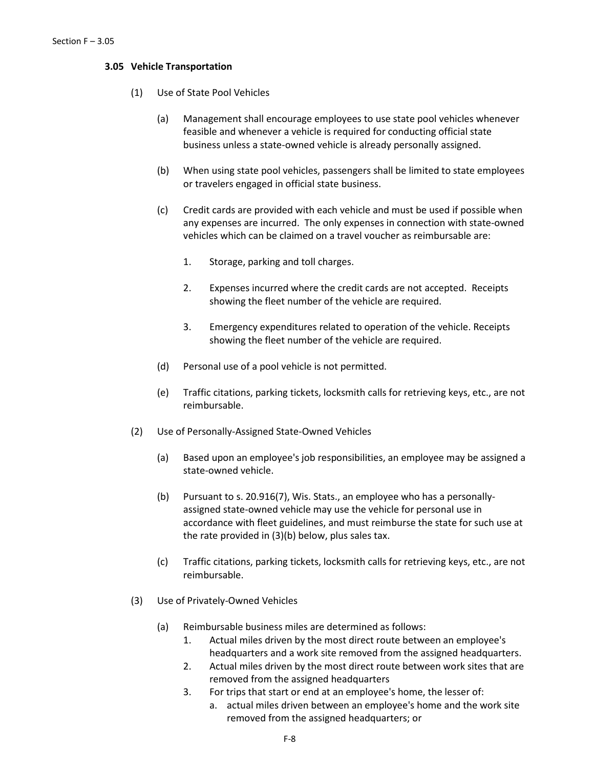### 3.05 Vehicle Transportation

(1) Use of State Pool Vehicles

(a) Management shall encourage employees to use state pool vehicles whenever feasible and whenever a vehicle is required for conducting official state business unless a state-owned vehicle is already personally assigned.

(b) When using state pool vehicles, passengers shall be limited to state employees or travelers engaged in official state business.

(c) Credit cards are provided with each vehicle and must be used if possible when any expenses are incurred. The only expenses in connection with state-owned vehicles which can be claimed on a travel voucher as reimbursable are:

1. Storage, parking and toll charges.

2. Expenses incurred where the credit cards are not accepted. Receipts showing the fleet number of the vehicle are required.

3. Emergency expenditures related to operation of the vehicle. Receipts showing the fleet number of the vehicle are required.

(d) Personal use of a pool vehicle is not permitted.

(e) Traffic citations, parking tickets, locksmith calls for retrieving keys, etc., are not reimbursable.

(2) Use of Personally-Assigned State-Owned Vehicles

(a) Based upon an employee's job responsibilities, an employee may be assigned a state-owned vehicle.

(b) Pursuant to s. 20.916(7), Wis. Stats., an employee who has a personally-assigned state-owned vehicle may use the vehicle for personal use in accordance with fleet guidelines, and must reimburse the state for such use at the rate provided in (3)(b) below, plus sales tax.

(c) Traffic citations, parking tickets, locksmith calls for retrieving keys, etc., are not reimbursable.

(3) Use of Privately-Owned Vehicles

(a) Reimbursable business miles are determined as follows:

1. Actual miles driven by the most direct route between an employee's headquarters and a work site removed from the assigned headquarters.
2. Actual miles driven by the most direct route between work sites that are removed from the assigned headquarters
3. For trips that start or end at an employee's home, the lesser of:
   a. actual miles driven between an employee's home and the work site removed from the assigned headquarters; or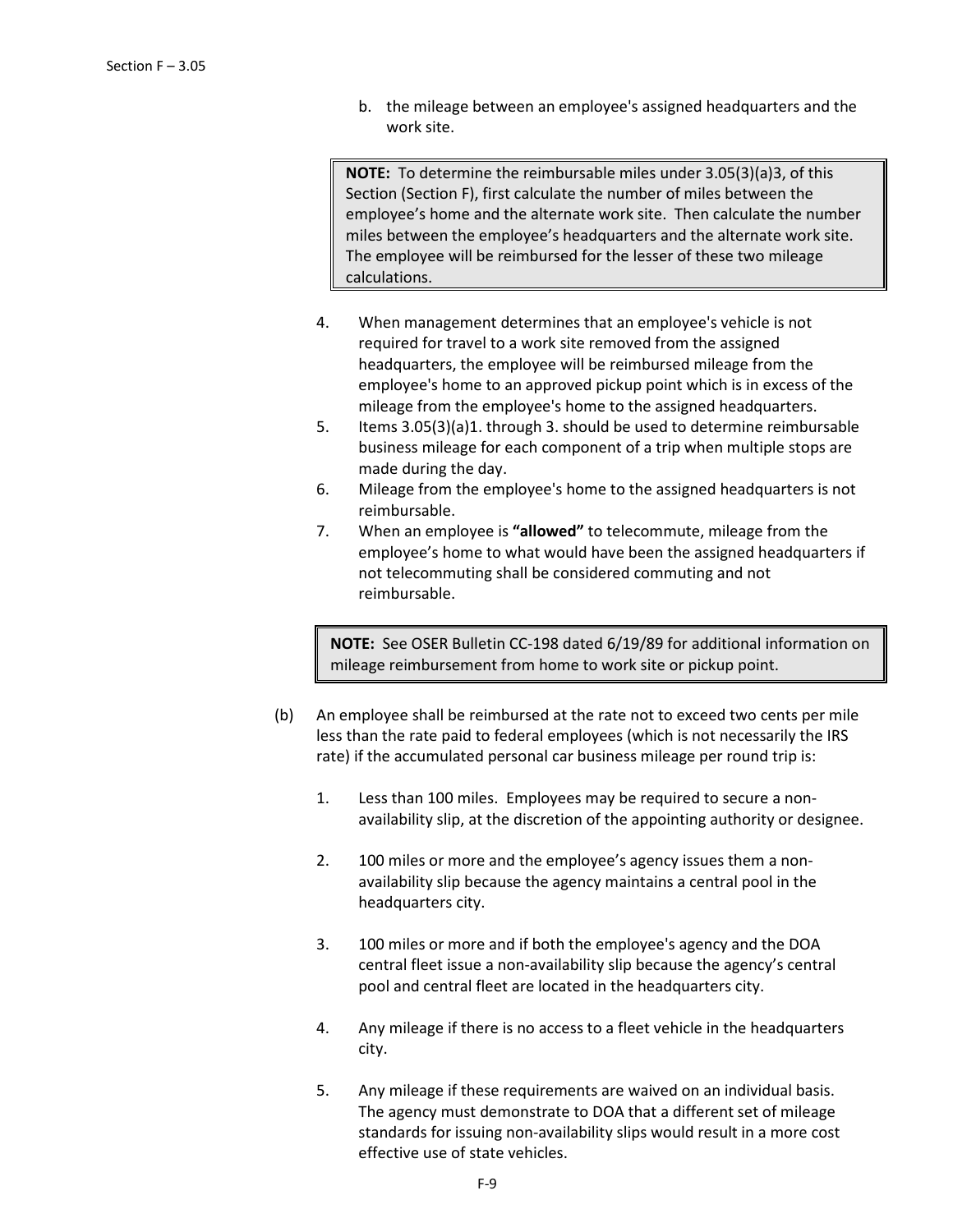b. the mileage between an employee's assigned headquarters and the work site.

> **NOTE:** To determine the reimbursable miles under 3.05(3)(a)3, of this Section (Section F), first calculate the number of miles between the employee's home and the alternate work site. Then calculate the number miles between the employee's headquarters and the alternate work site. The employee will be reimbursed for the lesser of these two mileage calculations.

4. When management determines that an employee's vehicle is not required for travel to a work site removed from the assigned headquarters, the employee will be reimbursed mileage from the employee's home to an approved pickup point which is in excess of the mileage from the employee's home to the assigned headquarters.
5. Items 3.05(3)(a)1. through 3. should be used to determine reimbursable business mileage for each component of a trip when multiple stops are made during the day.
6. Mileage from the employee's home to the assigned headquarters is not reimbursable.
7. When an employee is **"allowed"** to telecommute, mileage from the employee's home to what would have been the assigned headquarters if not telecommuting shall be considered commuting and not reimbursable.

> **NOTE:** See OSER Bulletin CC-198 dated 6/19/89 for additional information on mileage reimbursement from home to work site or pickup point.

(b) An employee shall be reimbursed at the rate not to exceed two cents per mile less than the rate paid to federal employees (which is not necessarily the IRS rate) if the accumulated personal car business mileage per round trip is:

1. Less than 100 miles. Employees may be required to secure a non-availability slip, at the discretion of the appointing authority or designee.

2. 100 miles or more and the employee's agency issues them a non-availability slip because the agency maintains a central pool in the headquarters city.

3. 100 miles or more and if both the employee's agency and the DOA central fleet issue a non-availability slip because the agency's central pool and central fleet are located in the headquarters city.

4. Any mileage if there is no access to a fleet vehicle in the headquarters city.

5. Any mileage if these requirements are waived on an individual basis. The agency must demonstrate to DOA that a different set of mileage standards for issuing non-availability slips would result in a more cost effective use of state vehicles.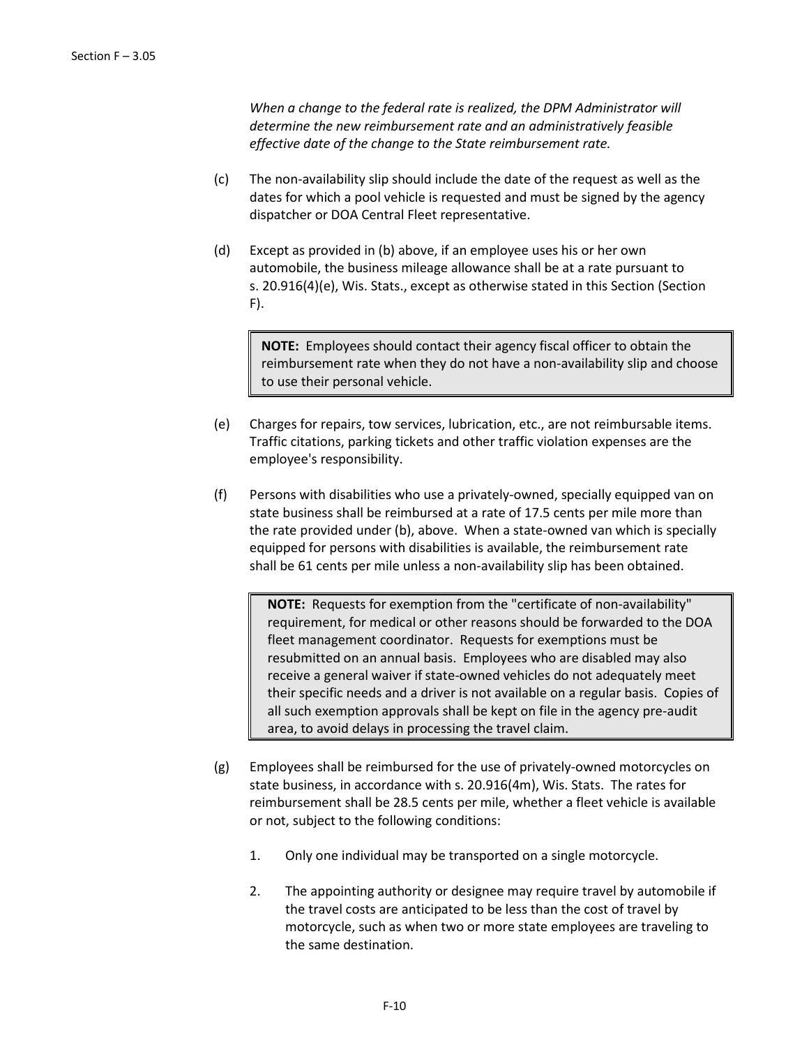*When a change to the federal rate is realized, the DPM Administrator will determine the new reimbursement rate and an administratively feasible effective date of the change to the State reimbursement rate.*

(c) The non-availability slip should include the date of the request as well as the dates for which a pool vehicle is requested and must be signed by the agency dispatcher or DOA Central Fleet representative.

(d) Except as provided in (b) above, if an employee uses his or her own automobile, the business mileage allowance shall be at a rate pursuant to s. 20.916(4)(e), Wis. Stats., except as otherwise stated in this Section (Section F).

> **NOTE:** Employees should contact their agency fiscal officer to obtain the reimbursement rate when they do not have a non-availability slip and choose to use their personal vehicle.

(e) Charges for repairs, tow services, lubrication, etc., are not reimbursable items. Traffic citations, parking tickets and other traffic violation expenses are the employee's responsibility.

(f) Persons with disabilities who use a privately-owned, specially equipped van on state business shall be reimbursed at a rate of 17.5 cents per mile more than the rate provided under (b), above. When a state-owned van which is specially equipped for persons with disabilities is available, the reimbursement rate shall be 61 cents per mile unless a non-availability slip has been obtained.

> **NOTE:** Requests for exemption from the "certificate of non-availability" requirement, for medical or other reasons should be forwarded to the DOA fleet management coordinator. Requests for exemptions must be resubmitted on an annual basis. Employees who are disabled may also receive a general waiver if state-owned vehicles do not adequately meet their specific needs and a driver is not available on a regular basis. Copies of all such exemption approvals shall be kept on file in the agency pre-audit area, to avoid delays in processing the travel claim.

(g) Employees shall be reimbursed for the use of privately-owned motorcycles on state business, in accordance with s. 20.916(4m), Wis. Stats. The rates for reimbursement shall be 28.5 cents per mile, whether a fleet vehicle is available or not, subject to the following conditions:

1. Only one individual may be transported on a single motorcycle.

2. The appointing authority or designee may require travel by automobile if the travel costs are anticipated to be less than the cost of travel by motorcycle, such as when two or more state employees are traveling to the same destination.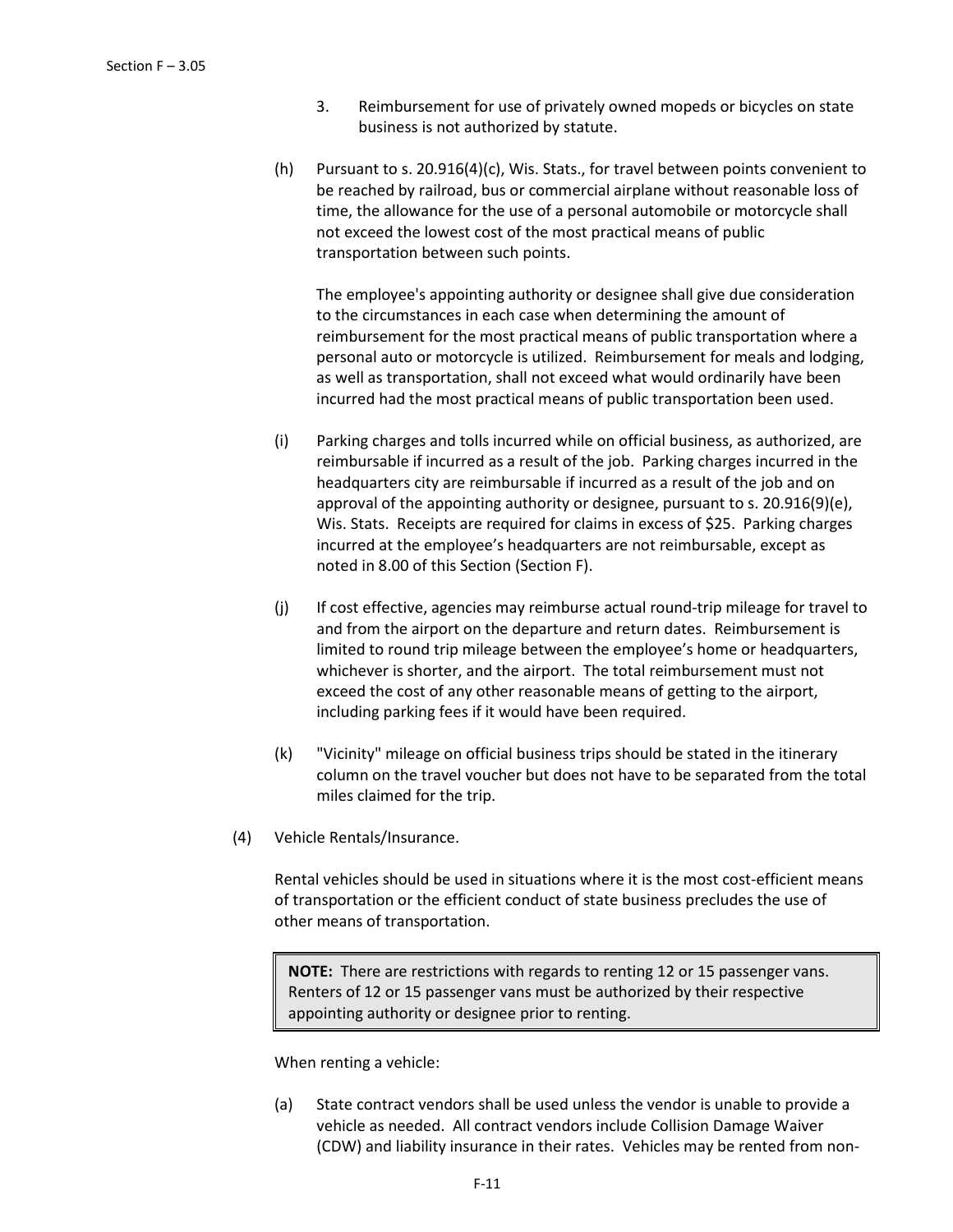3. Reimbursement for use of privately owned mopeds or bicycles on state business is not authorized by statute.

(h) Pursuant to s. 20.916(4)(c), Wis. Stats., for travel between points convenient to be reached by railroad, bus or commercial airplane without reasonable loss of time, the allowance for the use of a personal automobile or motorcycle shall not exceed the lowest cost of the most practical means of public transportation between such points.

The employee's appointing authority or designee shall give due consideration to the circumstances in each case when determining the amount of reimbursement for the most practical means of public transportation where a personal auto or motorcycle is utilized. Reimbursement for meals and lodging, as well as transportation, shall not exceed what would ordinarily have been incurred had the most practical means of public transportation been used.

(i) Parking charges and tolls incurred while on official business, as authorized, are reimbursable if incurred as a result of the job. Parking charges incurred in the headquarters city are reimbursable if incurred as a result of the job and on approval of the appointing authority or designee, pursuant to s. 20.916(9)(e), Wis. Stats. Receipts are required for claims in excess of $25. Parking charges incurred at the employee's headquarters are not reimbursable, except as noted in 8.00 of this Section (Section F).

(j) If cost effective, agencies may reimburse actual round-trip mileage for travel to and from the airport on the departure and return dates. Reimbursement is limited to round trip mileage between the employee's home or headquarters, whichever is shorter, and the airport. The total reimbursement must not exceed the cost of any other reasonable means of getting to the airport, including parking fees if it would have been required.

(k) "Vicinity" mileage on official business trips should be stated in the itinerary column on the travel voucher but does not have to be separated from the total miles claimed for the trip.

(4) Vehicle Rentals/Insurance.

Rental vehicles should be used in situations where it is the most cost-efficient means of transportation or the efficient conduct of state business precludes the use of other means of transportation.

> **NOTE:** There are restrictions with regards to renting 12 or 15 passenger vans. Renters of 12 or 15 passenger vans must be authorized by their respective appointing authority or designee prior to renting.

When renting a vehicle:

(a) State contract vendors shall be used unless the vendor is unable to provide a vehicle as needed. All contract vendors include Collision Damage Waiver (CDW) and liability insurance in their rates. Vehicles may be rented from non-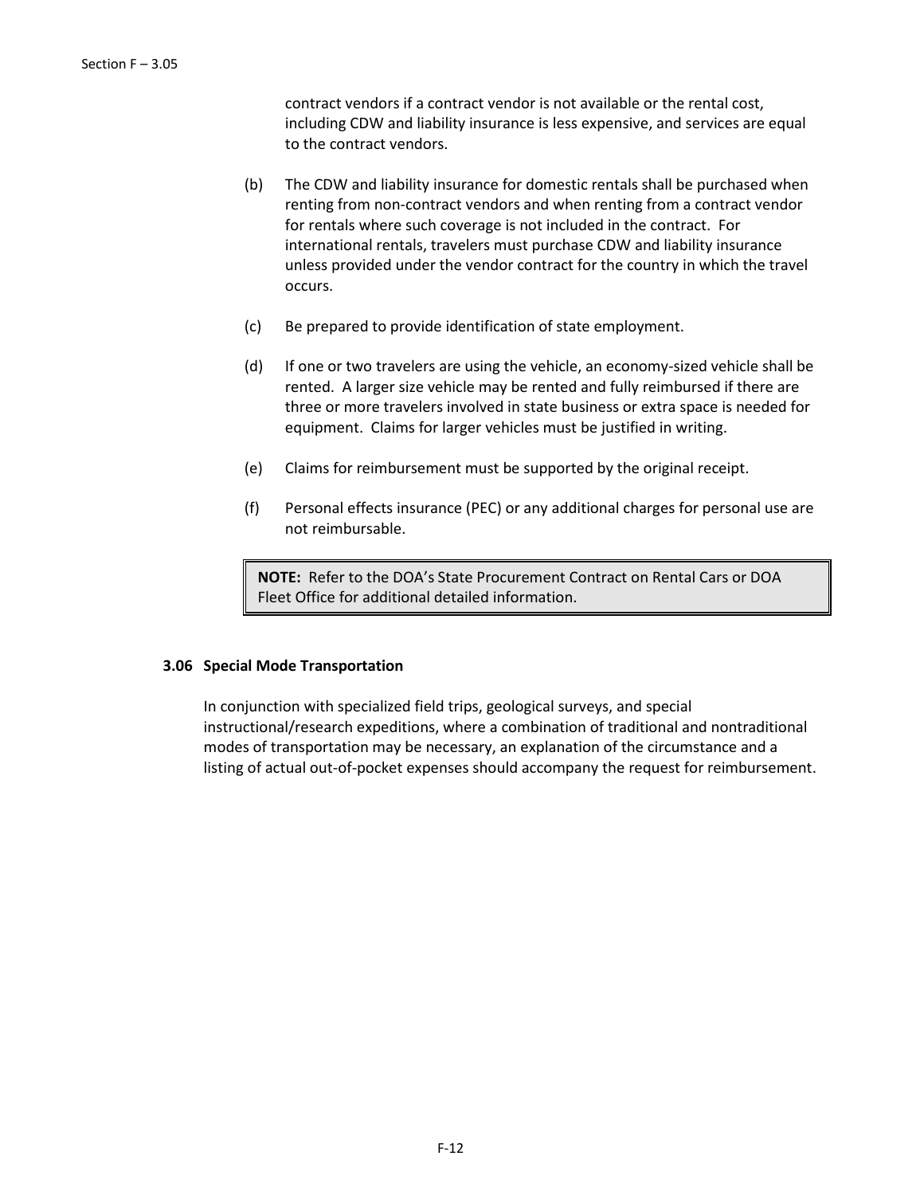contract vendors if a contract vendor is not available or the rental cost, including CDW and liability insurance is less expensive, and services are equal to the contract vendors.

(b) The CDW and liability insurance for domestic rentals shall be purchased when renting from non-contract vendors and when renting from a contract vendor for rentals where such coverage is not included in the contract. For international rentals, travelers must purchase CDW and liability insurance unless provided under the vendor contract for the country in which the travel occurs.

(c) Be prepared to provide identification of state employment.

(d) If one or two travelers are using the vehicle, an economy-sized vehicle shall be rented. A larger size vehicle may be rented and fully reimbursed if there are three or more travelers involved in state business or extra space is needed for equipment. Claims for larger vehicles must be justified in writing.

(e) Claims for reimbursement must be supported by the original receipt.

(f) Personal effects insurance (PEC) or any additional charges for personal use are not reimbursable.

> **NOTE:** Refer to the DOA's State Procurement Contract on Rental Cars or DOA Fleet Office for additional detailed information.

### 3.06 Special Mode Transportation

In conjunction with specialized field trips, geological surveys, and special instructional/research expeditions, where a combination of traditional and nontraditional modes of transportation may be necessary, an explanation of the circumstance and a listing of actual out-of-pocket expenses should accompany the request for reimbursement.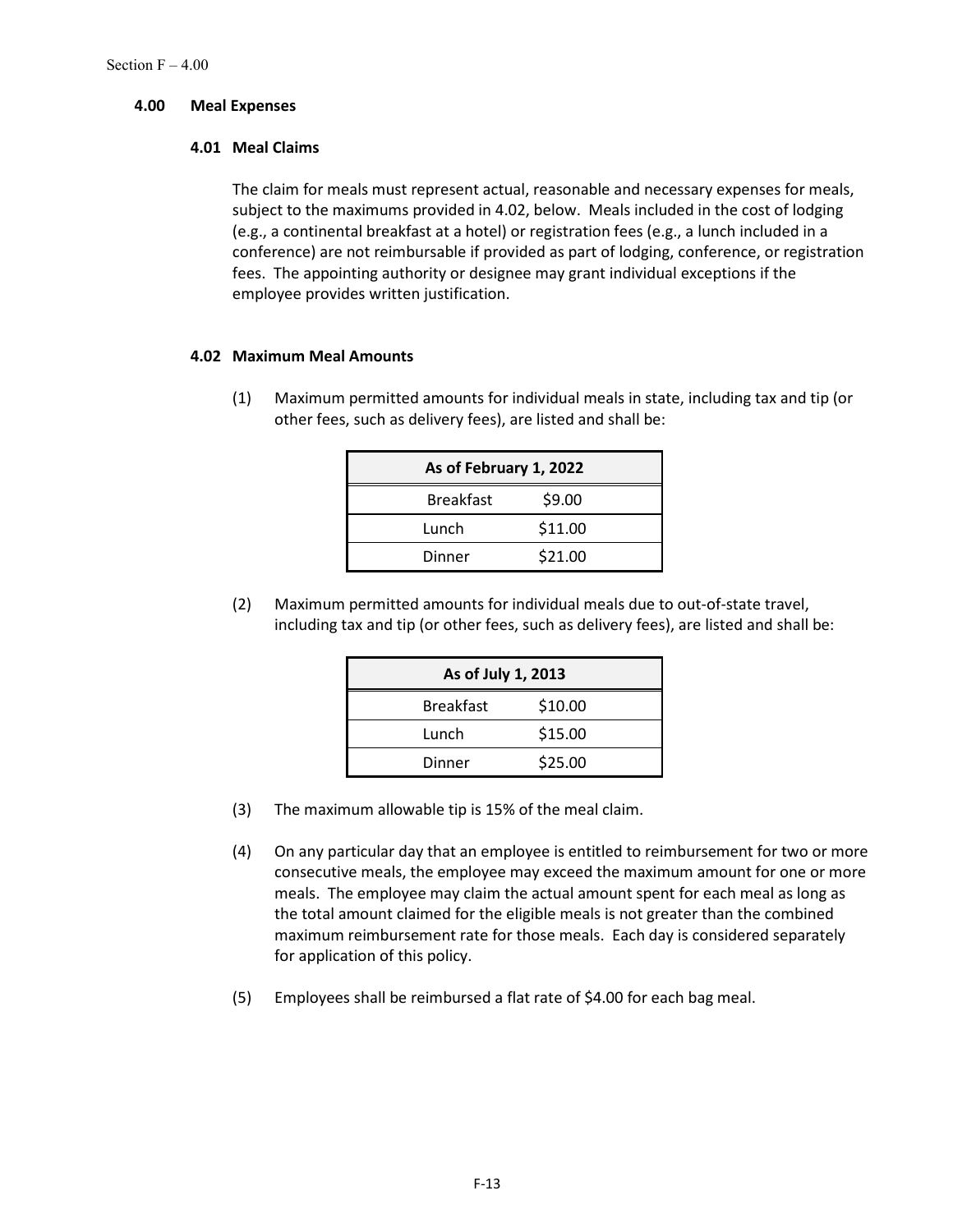## 4.00 Meal Expenses

### 4.01 Meal Claims

The claim for meals must represent actual, reasonable and necessary expenses for meals, subject to the maximums provided in 4.02, below. Meals included in the cost of lodging (e.g., a continental breakfast at a hotel) or registration fees (e.g., a lunch included in a conference) are not reimbursable if provided as part of lodging, conference, or registration fees. The appointing authority or designee may grant individual exceptions if the employee provides written justification.

### 4.02 Maximum Meal Amounts

(1) Maximum permitted amounts for individual meals in state, including tax and tip (or other fees, such as delivery fees), are listed and shall be:

| As of February 1, 2022 | |
|---|---|
| Breakfast | $9.00 |
| Lunch | $11.00 |
| Dinner | $21.00 |

(2) Maximum permitted amounts for individual meals due to out-of-state travel, including tax and tip (or other fees, such as delivery fees), are listed and shall be:

| As of July 1, 2013 | |
|---|---|
| Breakfast | $10.00 |
| Lunch | $15.00 |
| Dinner | $25.00 |

(3) The maximum allowable tip is 15% of the meal claim.

(4) On any particular day that an employee is entitled to reimbursement for two or more consecutive meals, the employee may exceed the maximum amount for one or more meals. The employee may claim the actual amount spent for each meal as long as the total amount claimed for the eligible meals is not greater than the combined maximum reimbursement rate for those meals. Each day is considered separately for application of this policy.

(5) Employees shall be reimbursed a flat rate of $4.00 for each bag meal.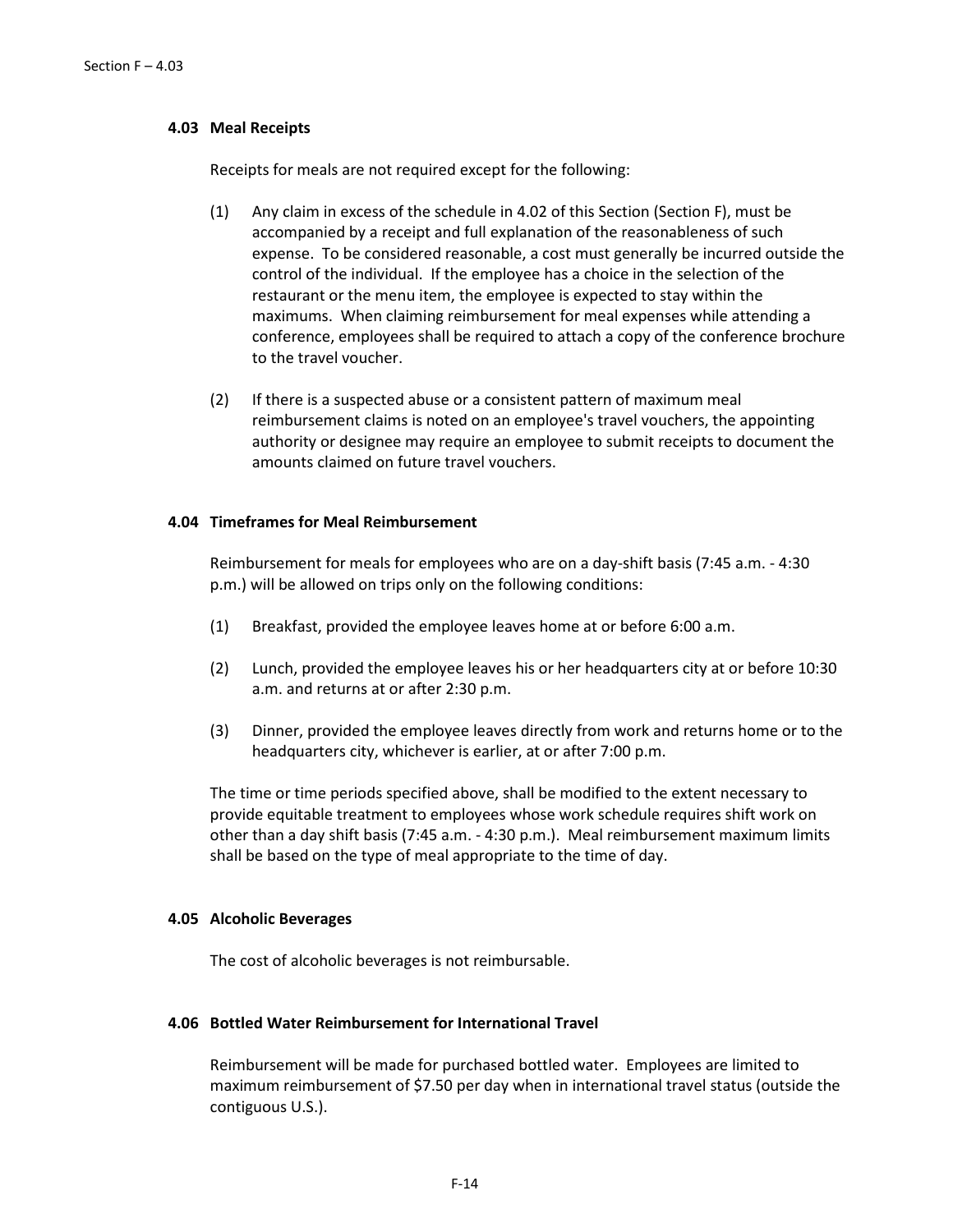### 4.03 Meal Receipts

Receipts for meals are not required except for the following:

(1) Any claim in excess of the schedule in 4.02 of this Section (Section F), must be accompanied by a receipt and full explanation of the reasonableness of such expense. To be considered reasonable, a cost must generally be incurred outside the control of the individual. If the employee has a choice in the selection of the restaurant or the menu item, the employee is expected to stay within the maximums. When claiming reimbursement for meal expenses while attending a conference, employees shall be required to attach a copy of the conference brochure to the travel voucher.

(2) If there is a suspected abuse or a consistent pattern of maximum meal reimbursement claims is noted on an employee's travel vouchers, the appointing authority or designee may require an employee to submit receipts to document the amounts claimed on future travel vouchers.

### 4.04 Timeframes for Meal Reimbursement

Reimbursement for meals for employees who are on a day-shift basis (7:45 a.m. - 4:30 p.m.) will be allowed on trips only on the following conditions:

(1) Breakfast, provided the employee leaves home at or before 6:00 a.m.

(2) Lunch, provided the employee leaves his or her headquarters city at or before 10:30 a.m. and returns at or after 2:30 p.m.

(3) Dinner, provided the employee leaves directly from work and returns home or to the headquarters city, whichever is earlier, at or after 7:00 p.m.

The time or time periods specified above, shall be modified to the extent necessary to provide equitable treatment to employees whose work schedule requires shift work on other than a day shift basis (7:45 a.m. - 4:30 p.m.). Meal reimbursement maximum limits shall be based on the type of meal appropriate to the time of day.

### 4.05 Alcoholic Beverages

The cost of alcoholic beverages is not reimbursable.

### 4.06 Bottled Water Reimbursement for International Travel

Reimbursement will be made for purchased bottled water. Employees are limited to maximum reimbursement of $7.50 per day when in international travel status (outside the contiguous U.S.).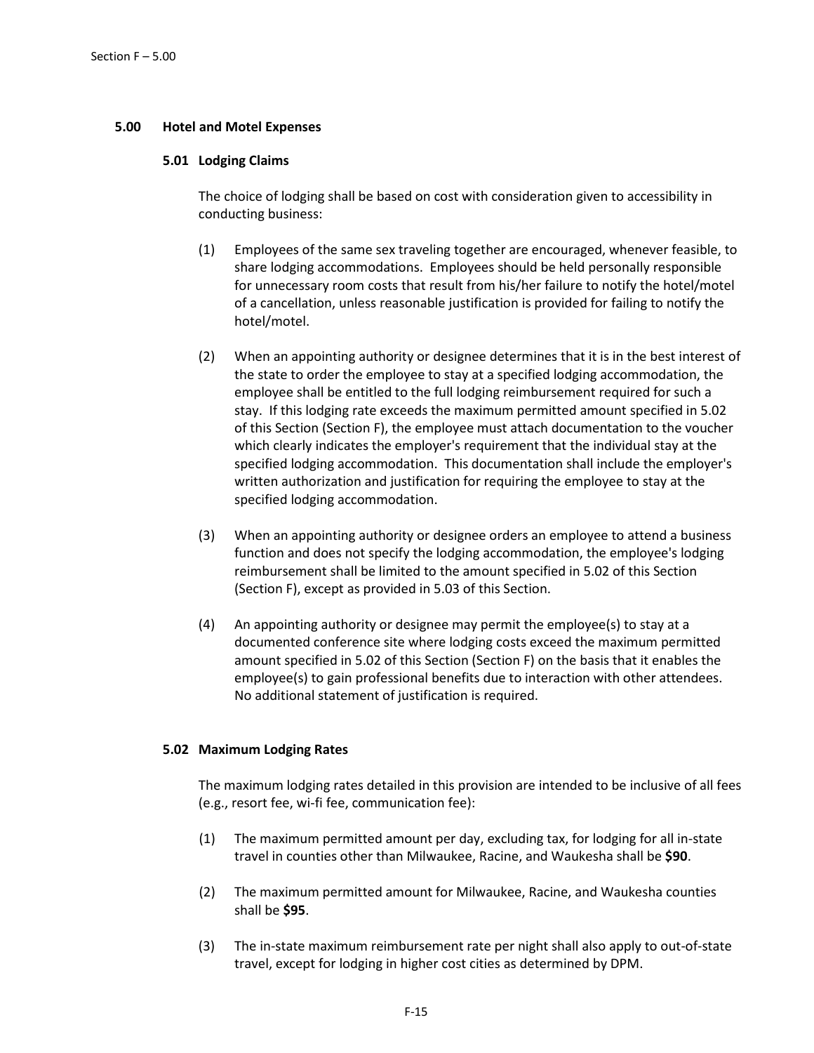## 5.00 Hotel and Motel Expenses

### 5.01 Lodging Claims

The choice of lodging shall be based on cost with consideration given to accessibility in conducting business:

(1) Employees of the same sex traveling together are encouraged, whenever feasible, to share lodging accommodations. Employees should be held personally responsible for unnecessary room costs that result from his/her failure to notify the hotel/motel of a cancellation, unless reasonable justification is provided for failing to notify the hotel/motel.

(2) When an appointing authority or designee determines that it is in the best interest of the state to order the employee to stay at a specified lodging accommodation, the employee shall be entitled to the full lodging reimbursement required for such a stay. If this lodging rate exceeds the maximum permitted amount specified in 5.02 of this Section (Section F), the employee must attach documentation to the voucher which clearly indicates the employer's requirement that the individual stay at the specified lodging accommodation. This documentation shall include the employer's written authorization and justification for requiring the employee to stay at the specified lodging accommodation.

(3) When an appointing authority or designee orders an employee to attend a business function and does not specify the lodging accommodation, the employee's lodging reimbursement shall be limited to the amount specified in 5.02 of this Section (Section F), except as provided in 5.03 of this Section.

(4) An appointing authority or designee may permit the employee(s) to stay at a documented conference site where lodging costs exceed the maximum permitted amount specified in 5.02 of this Section (Section F) on the basis that it enables the employee(s) to gain professional benefits due to interaction with other attendees. No additional statement of justification is required.

### 5.02 Maximum Lodging Rates

The maximum lodging rates detailed in this provision are intended to be inclusive of all fees (e.g., resort fee, wi-fi fee, communication fee):

(1) The maximum permitted amount per day, excluding tax, for lodging for all in-state travel in counties other than Milwaukee, Racine, and Waukesha shall be **$90**.

(2) The maximum permitted amount for Milwaukee, Racine, and Waukesha counties shall be **$95**.

(3) The in-state maximum reimbursement rate per night shall also apply to out-of-state travel, except for lodging in higher cost cities as determined by DPM.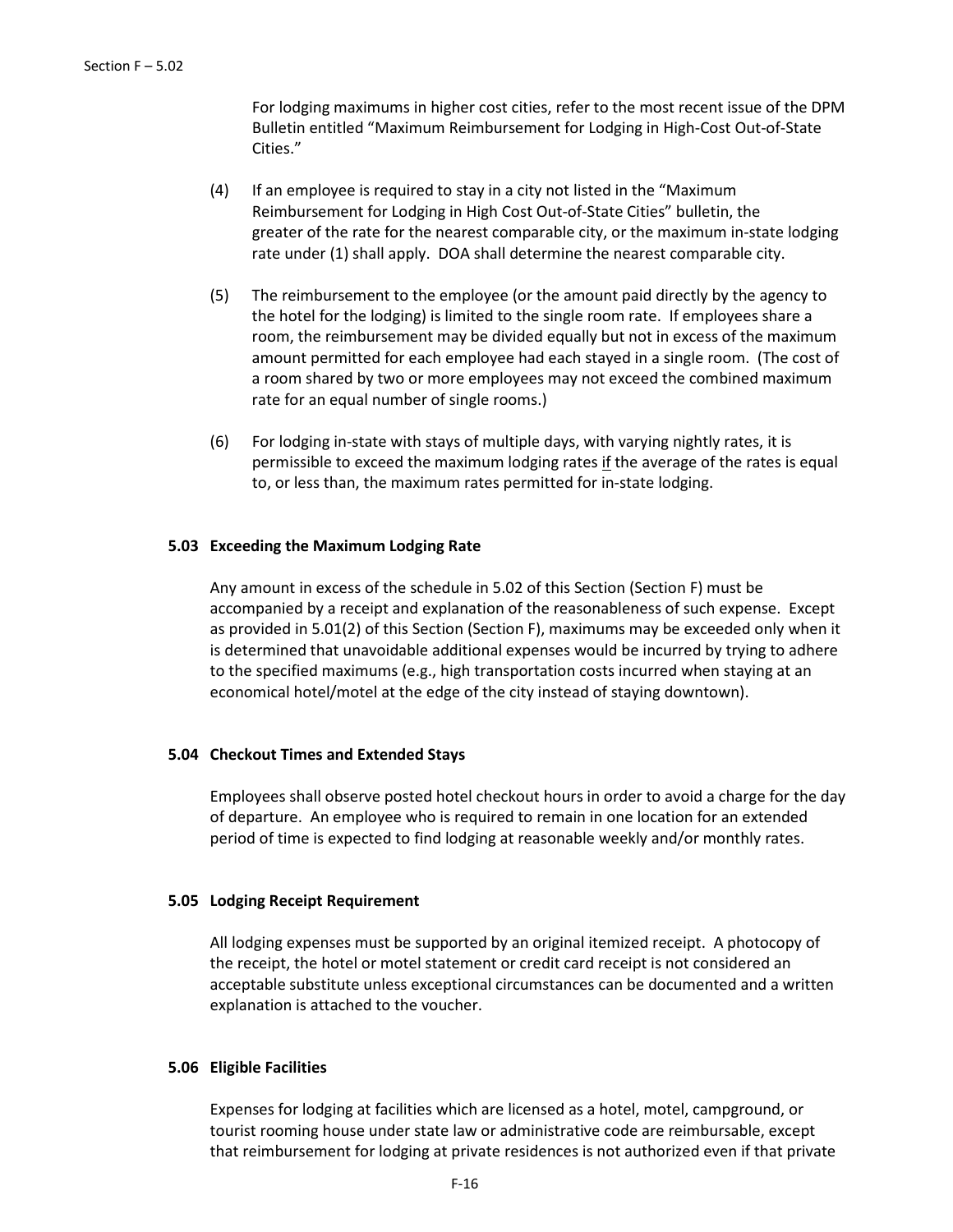For lodging maximums in higher cost cities, refer to the most recent issue of the DPM Bulletin entitled "Maximum Reimbursement for Lodging in High-Cost Out-of-State Cities."

(4) If an employee is required to stay in a city not listed in the "Maximum Reimbursement for Lodging in High Cost Out-of-State Cities" bulletin, the greater of the rate for the nearest comparable city, or the maximum in-state lodging rate under (1) shall apply. DOA shall determine the nearest comparable city.

(5) The reimbursement to the employee (or the amount paid directly by the agency to the hotel for the lodging) is limited to the single room rate. If employees share a room, the reimbursement may be divided equally but not in excess of the maximum amount permitted for each employee had each stayed in a single room. (The cost of a room shared by two or more employees may not exceed the combined maximum rate for an equal number of single rooms.)

(6) For lodging in-state with stays of multiple days, with varying nightly rates, it is permissible to exceed the maximum lodging rates <u>if</u> the average of the rates is equal to, or less than, the maximum rates permitted for in-state lodging.

### 5.03 Exceeding the Maximum Lodging Rate

Any amount in excess of the schedule in 5.02 of this Section (Section F) must be accompanied by a receipt and explanation of the reasonableness of such expense. Except as provided in 5.01(2) of this Section (Section F), maximums may be exceeded only when it is determined that unavoidable additional expenses would be incurred by trying to adhere to the specified maximums (e.g., high transportation costs incurred when staying at an economical hotel/motel at the edge of the city instead of staying downtown).

### 5.04 Checkout Times and Extended Stays

Employees shall observe posted hotel checkout hours in order to avoid a charge for the day of departure. An employee who is required to remain in one location for an extended period of time is expected to find lodging at reasonable weekly and/or monthly rates.

### 5.05 Lodging Receipt Requirement

All lodging expenses must be supported by an original itemized receipt. A photocopy of the receipt, the hotel or motel statement or credit card receipt is not considered an acceptable substitute unless exceptional circumstances can be documented and a written explanation is attached to the voucher.

### 5.06 Eligible Facilities

Expenses for lodging at facilities which are licensed as a hotel, motel, campground, or tourist rooming house under state law or administrative code are reimbursable, except that reimbursement for lodging at private residences is not authorized even if that private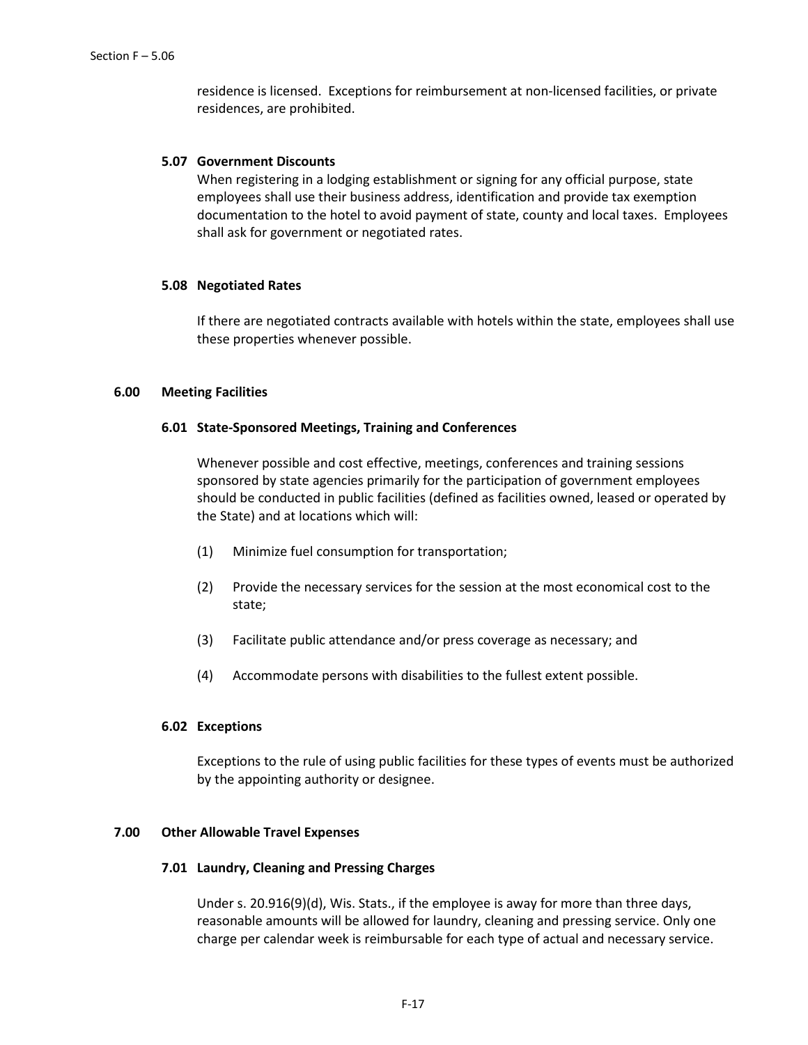residence is licensed. Exceptions for reimbursement at non-licensed facilities, or private residences, are prohibited.

#### 5.07 Government Discounts

When registering in a lodging establishment or signing for any official purpose, state employees shall use their business address, identification and provide tax exemption documentation to the hotel to avoid payment of state, county and local taxes. Employees shall ask for government or negotiated rates.

#### 5.08 Negotiated Rates

If there are negotiated contracts available with hotels within the state, employees shall use these properties whenever possible.

### 6.00 Meeting Facilities

#### 6.01 State-Sponsored Meetings, Training and Conferences

Whenever possible and cost effective, meetings, conferences and training sessions sponsored by state agencies primarily for the participation of government employees should be conducted in public facilities (defined as facilities owned, leased or operated by the State) and at locations which will:

(1) Minimize fuel consumption for transportation;

(2) Provide the necessary services for the session at the most economical cost to the state;

(3) Facilitate public attendance and/or press coverage as necessary; and

(4) Accommodate persons with disabilities to the fullest extent possible.

#### 6.02 Exceptions

Exceptions to the rule of using public facilities for these types of events must be authorized by the appointing authority or designee.

### 7.00 Other Allowable Travel Expenses

#### 7.01 Laundry, Cleaning and Pressing Charges

Under s. 20.916(9)(d), Wis. Stats., if the employee is away for more than three days, reasonable amounts will be allowed for laundry, cleaning and pressing service. Only one charge per calendar week is reimbursable for each type of actual and necessary service.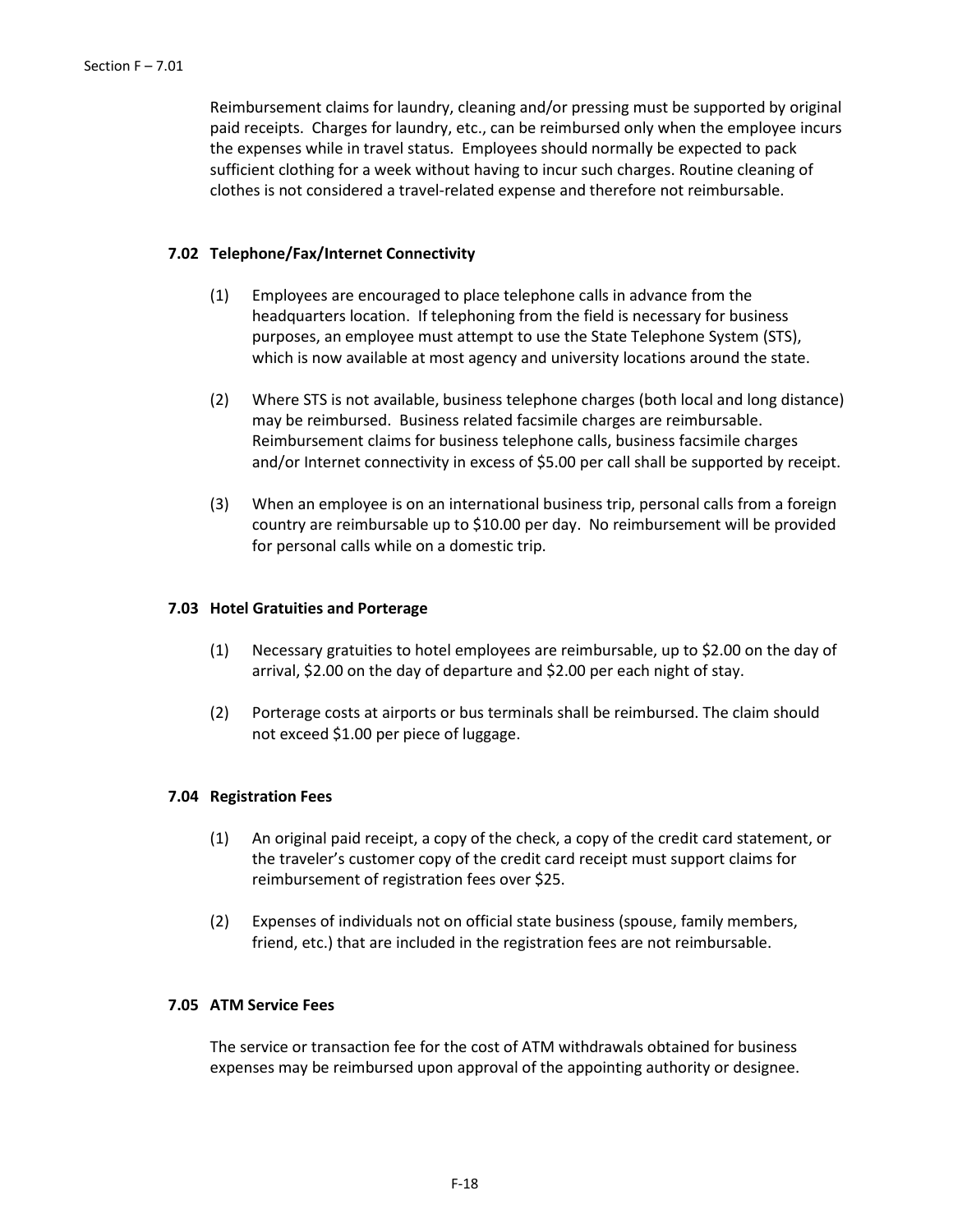Reimbursement claims for laundry, cleaning and/or pressing must be supported by original paid receipts. Charges for laundry, etc., can be reimbursed only when the employee incurs the expenses while in travel status. Employees should normally be expected to pack sufficient clothing for a week without having to incur such charges. Routine cleaning of clothes is not considered a travel-related expense and therefore not reimbursable.

### 7.02 Telephone/Fax/Internet Connectivity

(1) Employees are encouraged to place telephone calls in advance from the headquarters location. If telephoning from the field is necessary for business purposes, an employee must attempt to use the State Telephone System (STS), which is now available at most agency and university locations around the state.

(2) Where STS is not available, business telephone charges (both local and long distance) may be reimbursed. Business related facsimile charges are reimbursable. Reimbursement claims for business telephone calls, business facsimile charges and/or Internet connectivity in excess of $5.00 per call shall be supported by receipt.

(3) When an employee is on an international business trip, personal calls from a foreign country are reimbursable up to $10.00 per day. No reimbursement will be provided for personal calls while on a domestic trip.

### 7.03 Hotel Gratuities and Porterage

(1) Necessary gratuities to hotel employees are reimbursable, up to $2.00 on the day of arrival, $2.00 on the day of departure and $2.00 per each night of stay.

(2) Porterage costs at airports or bus terminals shall be reimbursed. The claim should not exceed $1.00 per piece of luggage.

### 7.04 Registration Fees

(1) An original paid receipt, a copy of the check, a copy of the credit card statement, or the traveler's customer copy of the credit card receipt must support claims for reimbursement of registration fees over $25.

(2) Expenses of individuals not on official state business (spouse, family members, friend, etc.) that are included in the registration fees are not reimbursable.

### 7.05 ATM Service Fees

The service or transaction fee for the cost of ATM withdrawals obtained for business expenses may be reimbursed upon approval of the appointing authority or designee.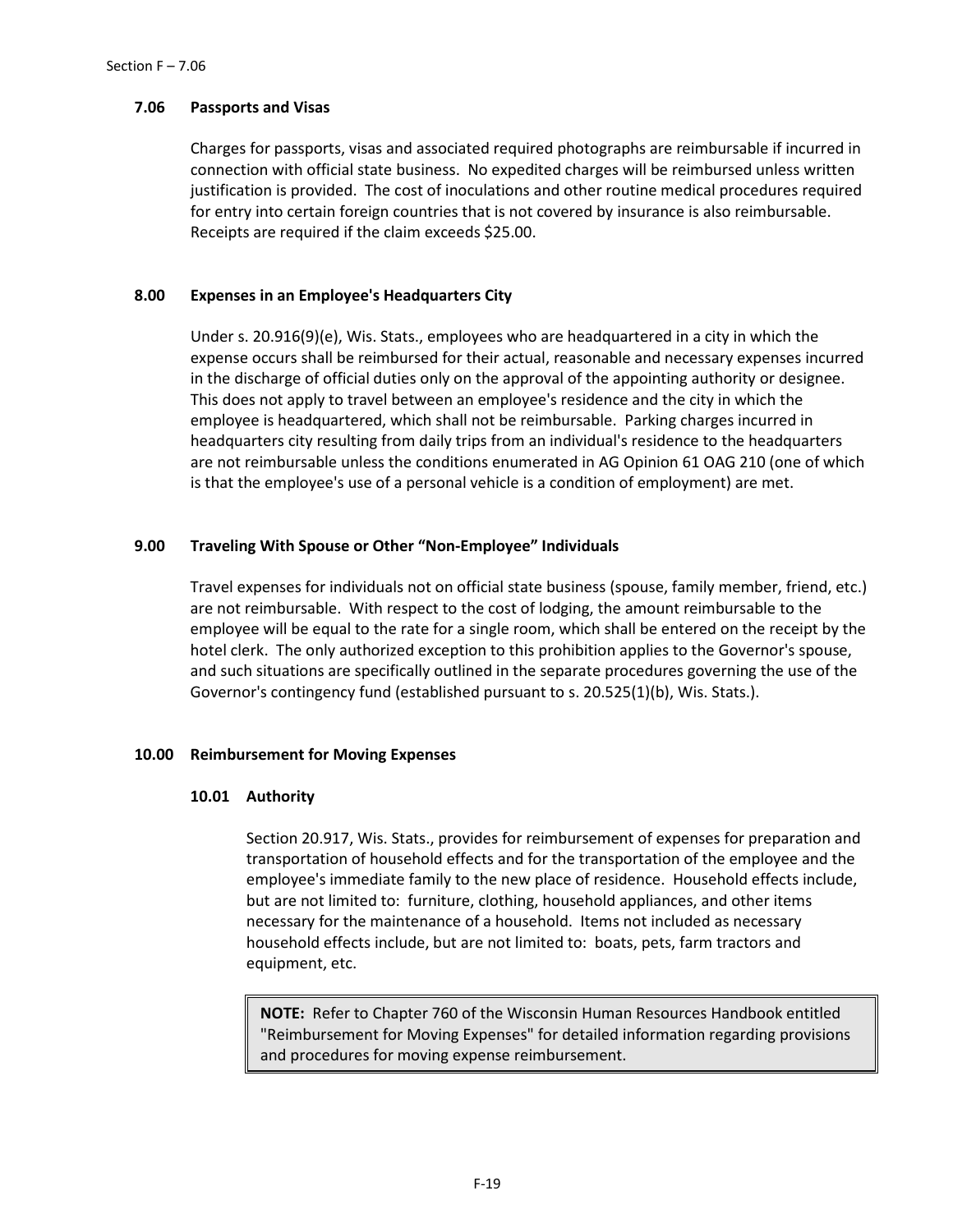### 7.06 Passports and Visas

Charges for passports, visas and associated required photographs are reimbursable if incurred in connection with official state business. No expedited charges will be reimbursed unless written justification is provided. The cost of inoculations and other routine medical procedures required for entry into certain foreign countries that is not covered by insurance is also reimbursable. Receipts are required if the claim exceeds $25.00.

## 8.00 Expenses in an Employee's Headquarters City

Under s. 20.916(9)(e), Wis. Stats., employees who are headquartered in a city in which the expense occurs shall be reimbursed for their actual, reasonable and necessary expenses incurred in the discharge of official duties only on the approval of the appointing authority or designee. This does not apply to travel between an employee's residence and the city in which the employee is headquartered, which shall not be reimbursable. Parking charges incurred in headquarters city resulting from daily trips from an individual's residence to the headquarters are not reimbursable unless the conditions enumerated in AG Opinion 61 OAG 210 (one of which is that the employee's use of a personal vehicle is a condition of employment) are met.

## 9.00 Traveling With Spouse or Other "Non-Employee" Individuals

Travel expenses for individuals not on official state business (spouse, family member, friend, etc.) are not reimbursable. With respect to the cost of lodging, the amount reimbursable to the employee will be equal to the rate for a single room, which shall be entered on the receipt by the hotel clerk. The only authorized exception to this prohibition applies to the Governor's spouse, and such situations are specifically outlined in the separate procedures governing the use of the Governor's contingency fund (established pursuant to s. 20.525(1)(b), Wis. Stats.).

## 10.00 Reimbursement for Moving Expenses

### 10.01 Authority

Section 20.917, Wis. Stats., provides for reimbursement of expenses for preparation and transportation of household effects and for the transportation of the employee and the employee's immediate family to the new place of residence. Household effects include, but are not limited to: furniture, clothing, household appliances, and other items necessary for the maintenance of a household. Items not included as necessary household effects include, but are not limited to: boats, pets, farm tractors and equipment, etc.

> **NOTE:** Refer to Chapter 760 of the Wisconsin Human Resources Handbook entitled "Reimbursement for Moving Expenses" for detailed information regarding provisions and procedures for moving expense reimbursement.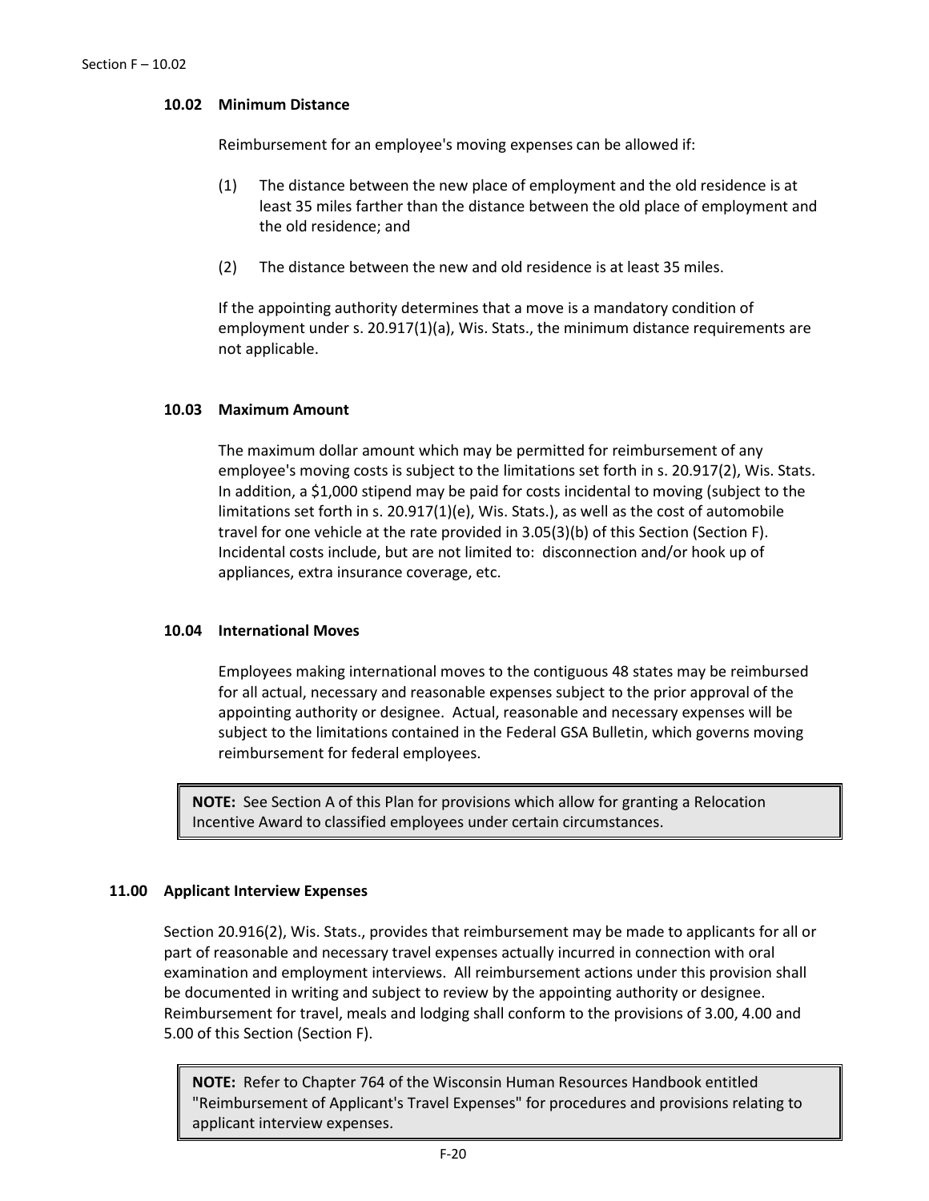### 10.02 Minimum Distance

Reimbursement for an employee's moving expenses can be allowed if:

(1) The distance between the new place of employment and the old residence is at least 35 miles farther than the distance between the old place of employment and the old residence; and

(2) The distance between the new and old residence is at least 35 miles.

If the appointing authority determines that a move is a mandatory condition of employment under s. 20.917(1)(a), Wis. Stats., the minimum distance requirements are not applicable.

### 10.03 Maximum Amount

The maximum dollar amount which may be permitted for reimbursement of any employee's moving costs is subject to the limitations set forth in s. 20.917(2), Wis. Stats. In addition, a $1,000 stipend may be paid for costs incidental to moving (subject to the limitations set forth in s. 20.917(1)(e), Wis. Stats.), as well as the cost of automobile travel for one vehicle at the rate provided in 3.05(3)(b) of this Section (Section F). Incidental costs include, but are not limited to: disconnection and/or hook up of appliances, extra insurance coverage, etc.

### 10.04 International Moves

Employees making international moves to the contiguous 48 states may be reimbursed for all actual, necessary and reasonable expenses subject to the prior approval of the appointing authority or designee. Actual, reasonable and necessary expenses will be subject to the limitations contained in the Federal GSA Bulletin, which governs moving reimbursement for federal employees.

> **NOTE:** See Section A of this Plan for provisions which allow for granting a Relocation Incentive Award to classified employees under certain circumstances.

## 11.00 Applicant Interview Expenses

Section 20.916(2), Wis. Stats., provides that reimbursement may be made to applicants for all or part of reasonable and necessary travel expenses actually incurred in connection with oral examination and employment interviews. All reimbursement actions under this provision shall be documented in writing and subject to review by the appointing authority or designee. Reimbursement for travel, meals and lodging shall conform to the provisions of 3.00, 4.00 and 5.00 of this Section (Section F).

> **NOTE:** Refer to Chapter 764 of the Wisconsin Human Resources Handbook entitled "Reimbursement of Applicant's Travel Expenses" for procedures and provisions relating to applicant interview expenses.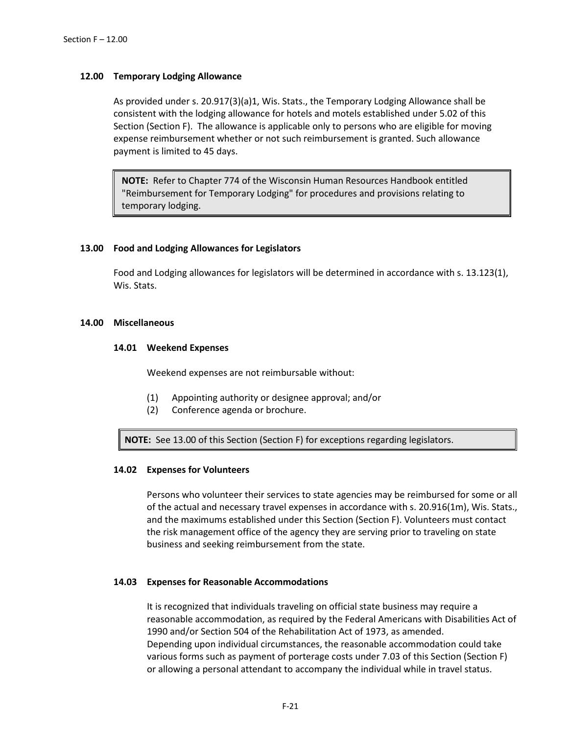## 12.00 Temporary Lodging Allowance

As provided under s. 20.917(3)(a)1, Wis. Stats., the Temporary Lodging Allowance shall be consistent with the lodging allowance for hotels and motels established under 5.02 of this Section (Section F). The allowance is applicable only to persons who are eligible for moving expense reimbursement whether or not such reimbursement is granted. Such allowance payment is limited to 45 days.

> **NOTE:** Refer to Chapter 774 of the Wisconsin Human Resources Handbook entitled "Reimbursement for Temporary Lodging" for procedures and provisions relating to temporary lodging.

## 13.00 Food and Lodging Allowances for Legislators

Food and Lodging allowances for legislators will be determined in accordance with s. 13.123(1), Wis. Stats.

## 14.00 Miscellaneous

### 14.01 Weekend Expenses

Weekend expenses are not reimbursable without:

(1) Appointing authority or designee approval; and/or
(2) Conference agenda or brochure.

> **NOTE:** See 13.00 of this Section (Section F) for exceptions regarding legislators.

### 14.02 Expenses for Volunteers

Persons who volunteer their services to state agencies may be reimbursed for some or all of the actual and necessary travel expenses in accordance with s. 20.916(1m), Wis. Stats., and the maximums established under this Section (Section F). Volunteers must contact the risk management office of the agency they are serving prior to traveling on state business and seeking reimbursement from the state.

### 14.03 Expenses for Reasonable Accommodations

It is recognized that individuals traveling on official state business may require a reasonable accommodation, as required by the Federal Americans with Disabilities Act of 1990 and/or Section 504 of the Rehabilitation Act of 1973, as amended.
Depending upon individual circumstances, the reasonable accommodation could take various forms such as payment of porterage costs under 7.03 of this Section (Section F) or allowing a personal attendant to accompany the individual while in travel status.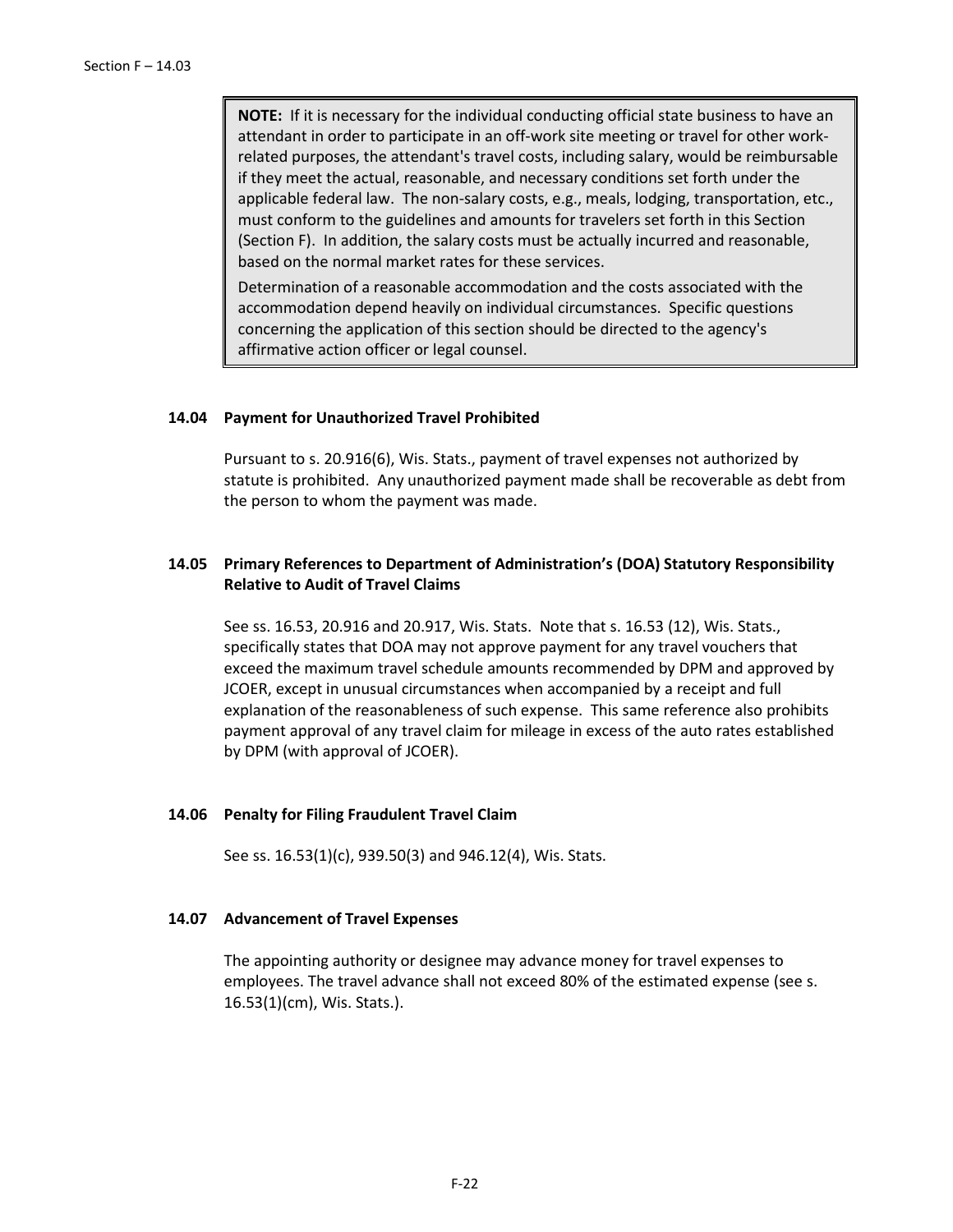> **NOTE:** If it is necessary for the individual conducting official state business to have an attendant in order to participate in an off-work site meeting or travel for other work-related purposes, the attendant's travel costs, including salary, would be reimbursable if they meet the actual, reasonable, and necessary conditions set forth under the applicable federal law. The non-salary costs, e.g., meals, lodging, transportation, etc., must conform to the guidelines and amounts for travelers set forth in this Section (Section F). In addition, the salary costs must be actually incurred and reasonable, based on the normal market rates for these services.
>
> Determination of a reasonable accommodation and the costs associated with the accommodation depend heavily on individual circumstances. Specific questions concerning the application of this section should be directed to the agency's affirmative action officer or legal counsel.

### 14.04 Payment for Unauthorized Travel Prohibited

Pursuant to s. 20.916(6), Wis. Stats., payment of travel expenses not authorized by statute is prohibited. Any unauthorized payment made shall be recoverable as debt from the person to whom the payment was made.

### 14.05 Primary References to Department of Administration's (DOA) Statutory Responsibility Relative to Audit of Travel Claims

See ss. 16.53, 20.916 and 20.917, Wis. Stats. Note that s. 16.53 (12), Wis. Stats., specifically states that DOA may not approve payment for any travel vouchers that exceed the maximum travel schedule amounts recommended by DPM and approved by JCOER, except in unusual circumstances when accompanied by a receipt and full explanation of the reasonableness of such expense. This same reference also prohibits payment approval of any travel claim for mileage in excess of the auto rates established by DPM (with approval of JCOER).

### 14.06 Penalty for Filing Fraudulent Travel Claim

See ss. 16.53(1)(c), 939.50(3) and 946.12(4), Wis. Stats.

### 14.07 Advancement of Travel Expenses

The appointing authority or designee may advance money for travel expenses to employees. The travel advance shall not exceed 80% of the estimated expense (see s. 16.53(1)(cm), Wis. Stats.).